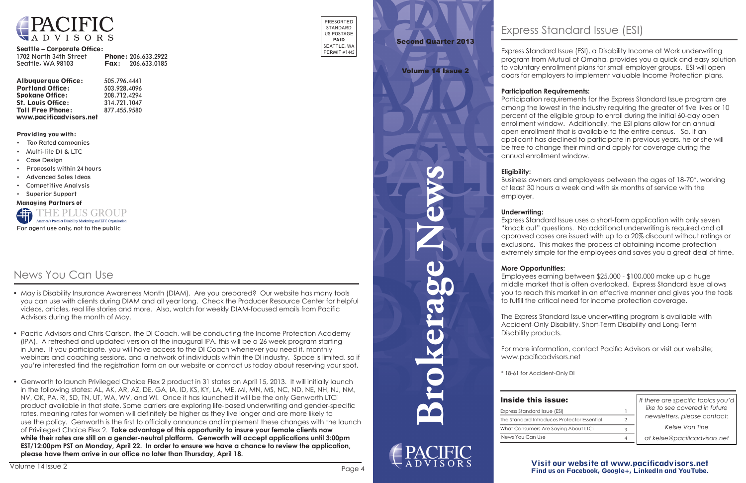# PACIFIC ADVISORS

**Seattle – Corporate Office:**
1702 North 34th Street
Seattle, WA 98103

**Phone:** 206.633.2922
**Fax:** 206.633.0185

| | |
|---|---|
| **Albuquerque Office:** | 505.796.4441 |
| **Portland Office:** | 503.928.4096 |
| **Spokane Office:** | 208.712.4294 |
| **St. Louis Office:** | 314.721.1047 |
| **Toll Free Phone:** | 877.455.9580 |

**www.pacificadvisors.net**

**Providing you with:**

- Top Rated companies
- Multi-life DI & LTC
- Case Design
- Proposals within 24 hours
- Advanced Sales Ideas
- Competitive Analysis
- Superior Support

**Managing Partners of**

THE PLUS GROUP
America's Premier Disability Marketing and LTC Organization

For agent use only, not to the public

PRESORTED
STANDARD
US POSTAGE
**PAID**
SEATTLE, WA
PERMIT #1445

## News You Can Use

- May is Disability Insurance Awareness Month (DIAM). Are you prepared? Our website has many tools you can use with clients during DIAM and all year long. Check the Producer Resource Center for helpful videos, articles, real life stories and more. Also, watch for weekly DIAM-focused emails from Pacific Advisors during the month of May.

- Pacific Advisors and Chris Carlson, the DI Coach, will be conducting the Income Protection Academy (IPA). A refreshed and updated version of the inaugural IPA, this will be a 26 week program starting in June. If you participate, you will have access to the DI Coach whenever you need it, monthly webinars and coaching sessions, and a network of individuals within the DI industry. Space is limited, so if you're interested find the registration form on our website or contact us today about reserving your spot.

- Genworth to launch Privileged Choice Flex 2 product in 31 states on April 15, 2013. It will initially launch in the following states: AL, AK, AR, AZ, DE, GA, IA, ID, KS, KY, LA, ME, MI, MN, MS, NC, ND, NE, NH, NJ, NM, NV, OK, PA, RI, SD, TN, UT, WA, WV, and WI. Once it has launched it will be the only Genworth LTCi product available in that state. Some carriers are exploring life-based underwriting and gender-specific rates, meaning rates for women will definitely be higher as they live longer and are more likely to use the policy. Genworth is the first to officially announce and implement these changes with the launch of Privileged Choice Flex 2. **Take advantage of this opportunity to insure your female clients now while their rates are still on a gender-neutral platform. Genworth will accept applications until 3:00pm EST/12:00pm PST on Monday, April 22. In order to ensure we have a chance to review the application, please have them arrive in our office no later than Thursday, April 18.**

**Second Quarter 2013**

**Volume 14 Issue 2**

# Brokerage News

PACIFIC ADVISORS

## Express Standard Issue (ESI)

Express Standard Issue (ESI), a Disability Income at Work underwriting program from Mutual of Omaha, provides you a quick and easy solution to voluntary enrollment plans for small employer groups. ESI will open doors for employers to implement valuable Income Protection plans.

**Participation Requirements:**
Participation requirements for the Express Standard Issue program are among the lowest in the industry requiring the greater of five lives or 10 percent of the eligible group to enroll during the initial 60-day open enrollment window. Additionally, the ESI plans allow for an annual open enrollment that is available to the entire census. So, if an applicant has declined to participate in previous years, he or she will be free to change their mind and apply for coverage during the annual enrollment window.

**Eligibility:**
Business owners and employees between the ages of 18-70*, working at least 30 hours a week and with six months of service with the employer.

**Underwriting:**
Express Standard Issue uses a short-form application with only seven "knock out" questions. No additional underwriting is required and all approved cases are issued with up to a 20% discount without ratings or exclusions. This makes the process of obtaining income protection extremely simple for the employees and saves you a great deal of time.

**More Opportunities:**
Employees earning between $25,000 - $100,000 make up a huge middle market that is often overlooked. Express Standard Issue allows you to reach this market in an effective manner and gives you the tools to fulfill the critical need for income protection coverage.

The Express Standard Issue underwriting program is available with Accident-Only Disability, Short-Term Disability and Long-Term Disability products.

For more information, contact Pacific Advisors or visit our website; www.pacificadvisors.net

\* 18-61 for Accident-Only DI

### Inside this issue:

| | |
|---|---|
| Express Standard Issue (ESI) | 1 |
| The Standard Introduces Protector Essential | 2 |
| What Consumers Are Saying About LTCi | 3 |
| News You Can Use | 4 |

*If there are specific topics you'd like to see covered in future newsletters, please contact:*

*Kelsie Van Tine*

*at kelsie@pacificadvisors.net*

**Visit our website at www.pacificadvisors.net**
**Find us on Facebook, Google+, LinkedIn and YouTube.**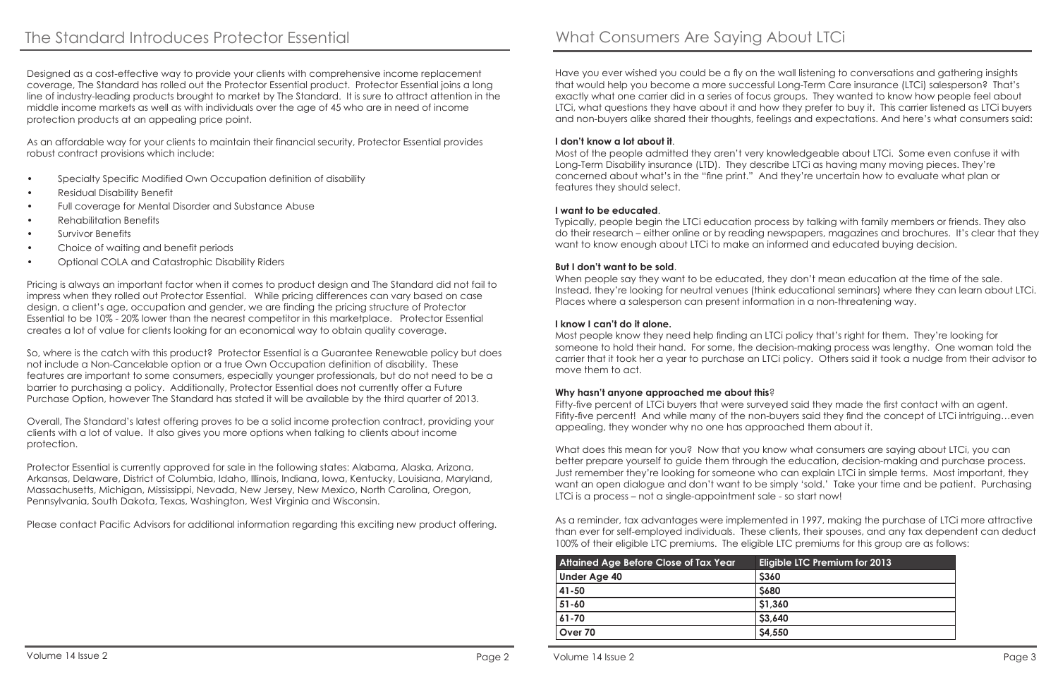# The Standard Introduces Protector Essential

Designed as a cost-effective way to provide your clients with comprehensive income replacement coverage, The Standard has rolled out the Protector Essential product. Protector Essential joins a long line of industry-leading products brought to market by The Standard. It is sure to attract attention in the middle income markets as well as with individuals over the age of 45 who are in need of income protection products at an appealing price point.

As an affordable way for your clients to maintain their financial security, Protector Essential provides robust contract provisions which include:

- Specialty Specific Modified Own Occupation definition of disability
- Residual Disability Benefit
- Full coverage for Mental Disorder and Substance Abuse
- Rehabilitation Benefits
- Survivor Benefits
- Choice of waiting and benefit periods
- Optional COLA and Catastrophic Disability Riders

Pricing is always an important factor when it comes to product design and The Standard did not fail to impress when they rolled out Protector Essential. While pricing differences can vary based on case design, a client's age, occupation and gender, we are finding the pricing structure of Protector Essential to be 10% - 20% lower than the nearest competitor in this marketplace. Protector Essential creates a lot of value for clients looking for an economical way to obtain quality coverage.

So, where is the catch with this product? Protector Essential is a Guarantee Renewable policy but does not include a Non-Cancelable option or a true Own Occupation definition of disability. These features are important to some consumers, especially younger professionals, but do not need to be a barrier to purchasing a policy. Additionally, Protector Essential does not currently offer a Future Purchase Option, however The Standard has stated it will be available by the third quarter of 2013.

Overall, The Standard's latest offering proves to be a solid income protection contract, providing your clients with a lot of value. It also gives you more options when talking to clients about income protection.

Protector Essential is currently approved for sale in the following states: Alabama, Alaska, Arizona, Arkansas, Delaware, District of Columbia, Idaho, Illinois, Indiana, Iowa, Kentucky, Louisiana, Maryland, Massachusetts, Michigan, Mississippi, Nevada, New Jersey, New Mexico, North Carolina, Oregon, Pennsylvania, South Dakota, Texas, Washington, West Virginia and Wisconsin.

Please contact Pacific Advisors for additional information regarding this exciting new product offering.

# What Consumers Are Saying About LTCi

Have you ever wished you could be a fly on the wall listening to conversations and gathering insights that would help you become a more successful Long-Term Care insurance (LTCi) salesperson? That's exactly what one carrier did in a series of focus groups. They wanted to know how people feel about LTCi, what questions they have about it and how they prefer to buy it. This carrier listened as LTCi buyers and non-buyers alike shared their thoughts, feelings and expectations. And here's what consumers said:

**I don't know a lot about it**.
Most of the people admitted they aren't very knowledgeable about LTCi. Some even confuse it with Long-Term Disability insurance (LTD). They describe LTCi as having many moving pieces. They're concerned about what's in the "fine print." And they're uncertain how to evaluate what plan or features they should select.

**I want to be educated**.
Typically, people begin the LTCi education process by talking with family members or friends. They also do their research – either online or by reading newspapers, magazines and brochures. It's clear that they want to know enough about LTCi to make an informed and educated buying decision.

**But I don't want to be sold**.
When people say they want to be educated, they don't mean education at the time of the sale. Instead, they're looking for neutral venues (think educational seminars) where they can learn about LTCi. Places where a salesperson can present information in a non-threatening way.

**I know I can't do it alone.**
Most people know they need help finding an LTCi policy that's right for them. They're looking for someone to hold their hand. For some, the decision-making process was lengthy. One woman told the carrier that it took her a year to purchase an LTCi policy. Others said it took a nudge from their advisor to move them to act.

**Why hasn't anyone approached me about this**?
Fifty-five percent of LTCi buyers that were surveyed said they made the first contact with an agent. Fifty-five percent! And while many of the non-buyers said they find the concept of LTCi intriguing…even appealing, they wonder why no one has approached them about it.

What does this mean for you? Now that you know what consumers are saying about LTCi, you can better prepare yourself to guide them through the education, decision-making and purchase process. Just remember they're looking for someone who can explain LTCi in simple terms. Most important, they want an open dialogue and don't want to be simply 'sold.' Take your time and be patient. Purchasing LTCi is a process – not a single-appointment sale - so start now!

As a reminder, tax advantages were implemented in 1997, making the purchase of LTCi more attractive than ever for self-employed individuals. These clients, their spouses, and any tax dependent can deduct 100% of their eligible LTC premiums. The eligible LTC premiums for this group are as follows:

| Attained Age Before Close of Tax Year | Eligible LTC Premium for 2013 |
|---|---|
| Under Age 40 | $360 |
| 41-50 | $680 |
| 51-60 | $1,360 |
| 61-70 | $3,640 |
| Over 70 | $4,550 |